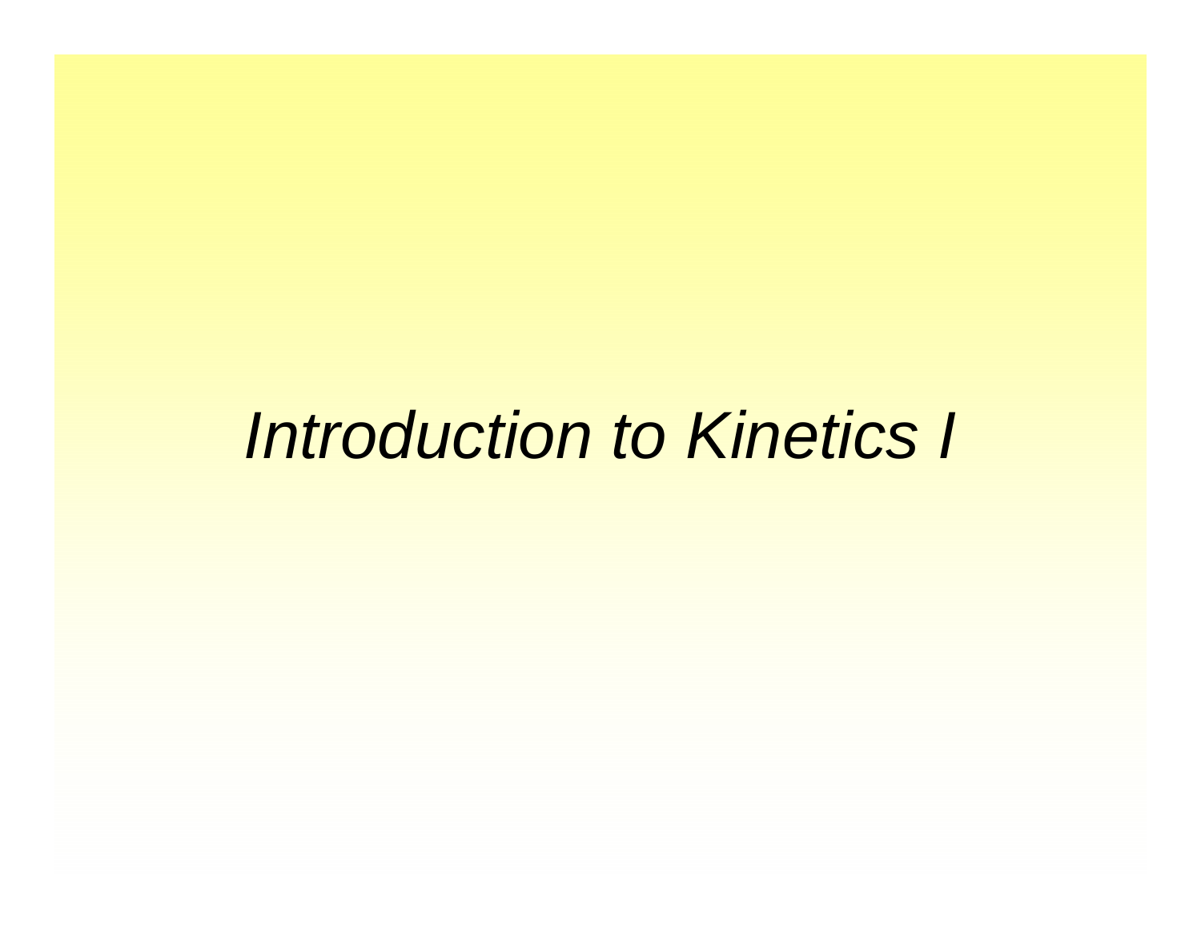# *Introduction to Kinetics I*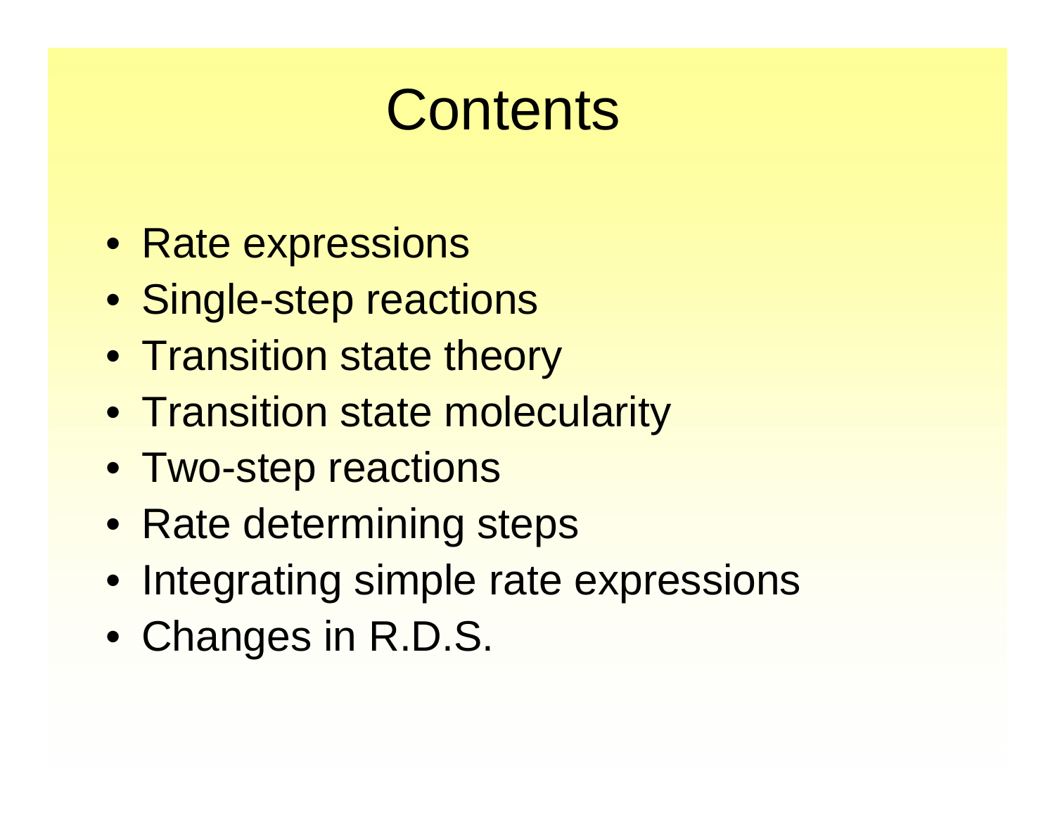# Contents

- Rate expressions
- Single-step reactions
- Transition state theory
- Transition state molecularity
- Two-step reactions
- Rate determining steps
- Integrating simple rate expressions
- Changes in R.D.S.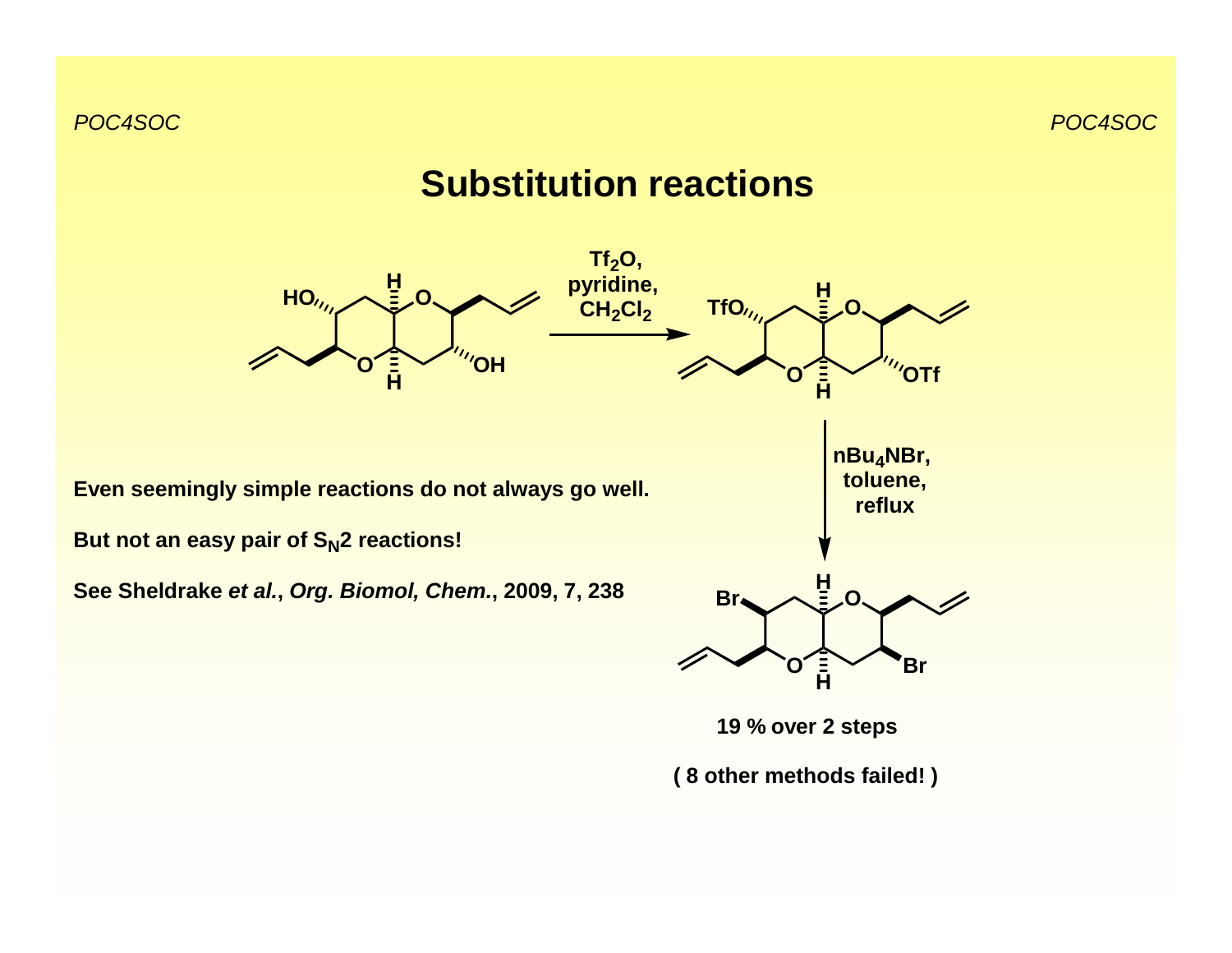# Substitution reactions

Tf$_2$O, pyridine, CH$_2$Cl$_2$

nBu$_4$NBr, toluene, reflux

19 % over 2 steps

( 8 other methods failed! )

**Even seemingly simple reactions do not always go well.**

**But not an easy pair of S$_N$2 reactions!**

**See Sheldrake *et al.*, *Org. Biomol, Chem.*, 2009, 7, 238**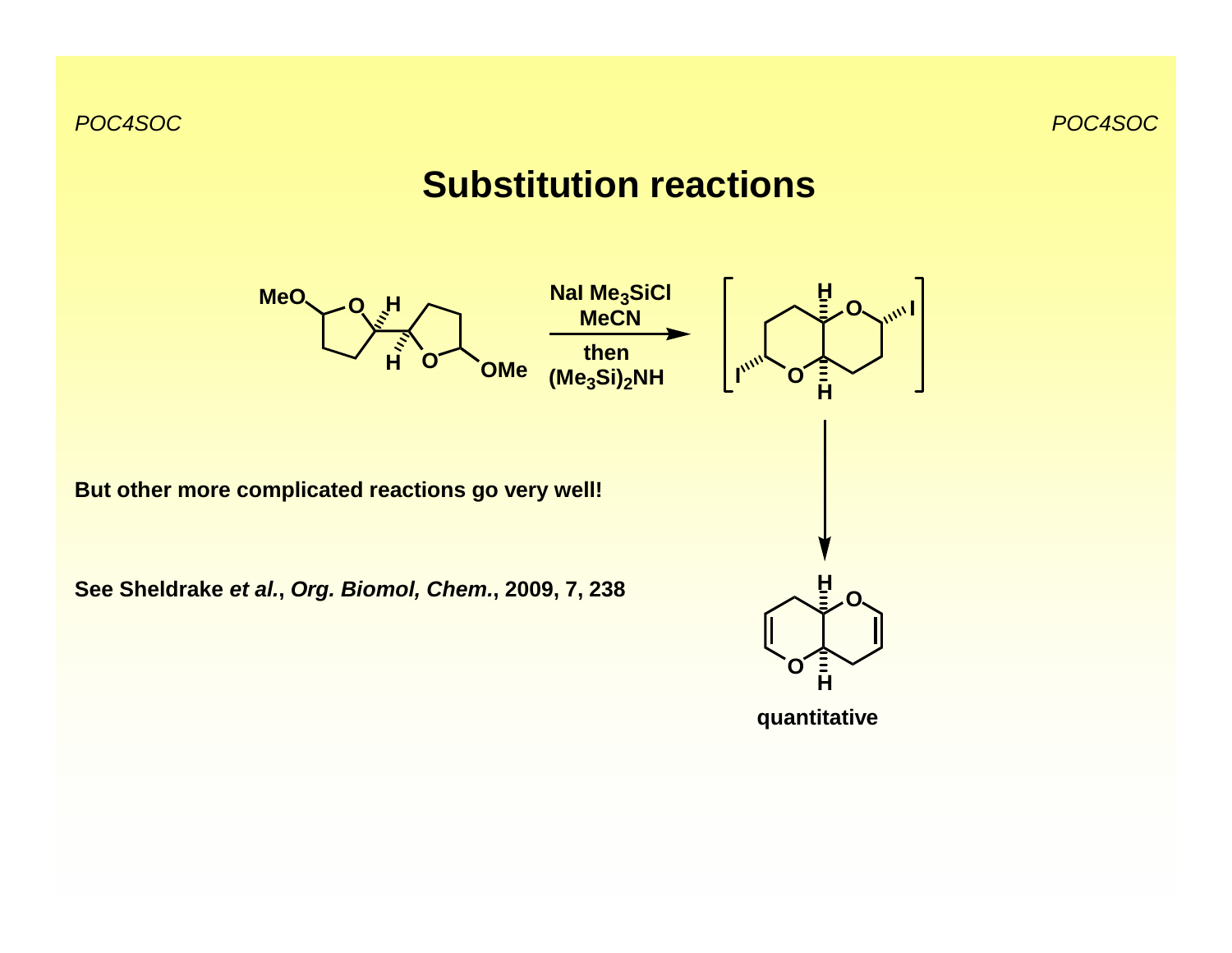# Substitution reactions

NaI $Me_3SiCl$
MeCN

then
$(Me_3Si)_2NH$

**But other more complicated reactions go very well!**

**See Sheldrake *et al.*, *Org. Biomol, Chem.*, 2009, 7, 238**

**quantitative**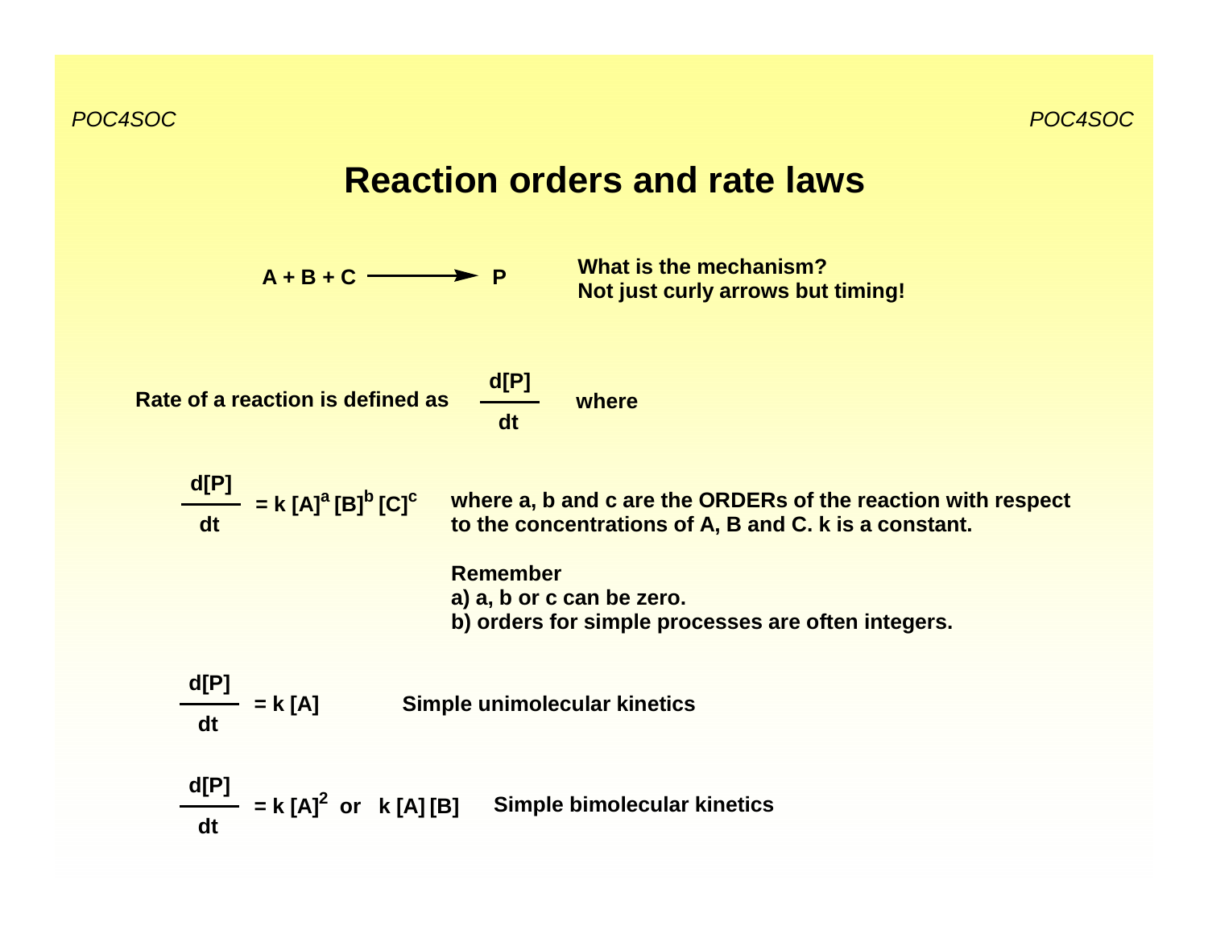# Reaction orders and rate laws

$$A + B + C \longrightarrow P$$

**What is the mechanism?**
**Not just curly arrows but timing!**

**Rate of a reaction is defined as** $\frac{d[P]}{dt}$ **where**

$$\frac{d[P]}{dt} = k\,[A]^a\,[B]^b\,[C]^c$$

**where a, b and c are the ORDERs of the reaction with respect to the concentrations of A, B and C. k is a constant.**

**Remember**
**a) a, b or c can be zero.**
**b) orders for simple processes are often integers.**

$$\frac{d[P]}{dt} = k\,[A]$$

**Simple unimolecular kinetics**

$$\frac{d[P]}{dt} = k\,[A]^2 \text{ or } k\,[A]\,[B]$$

**Simple bimolecular kinetics**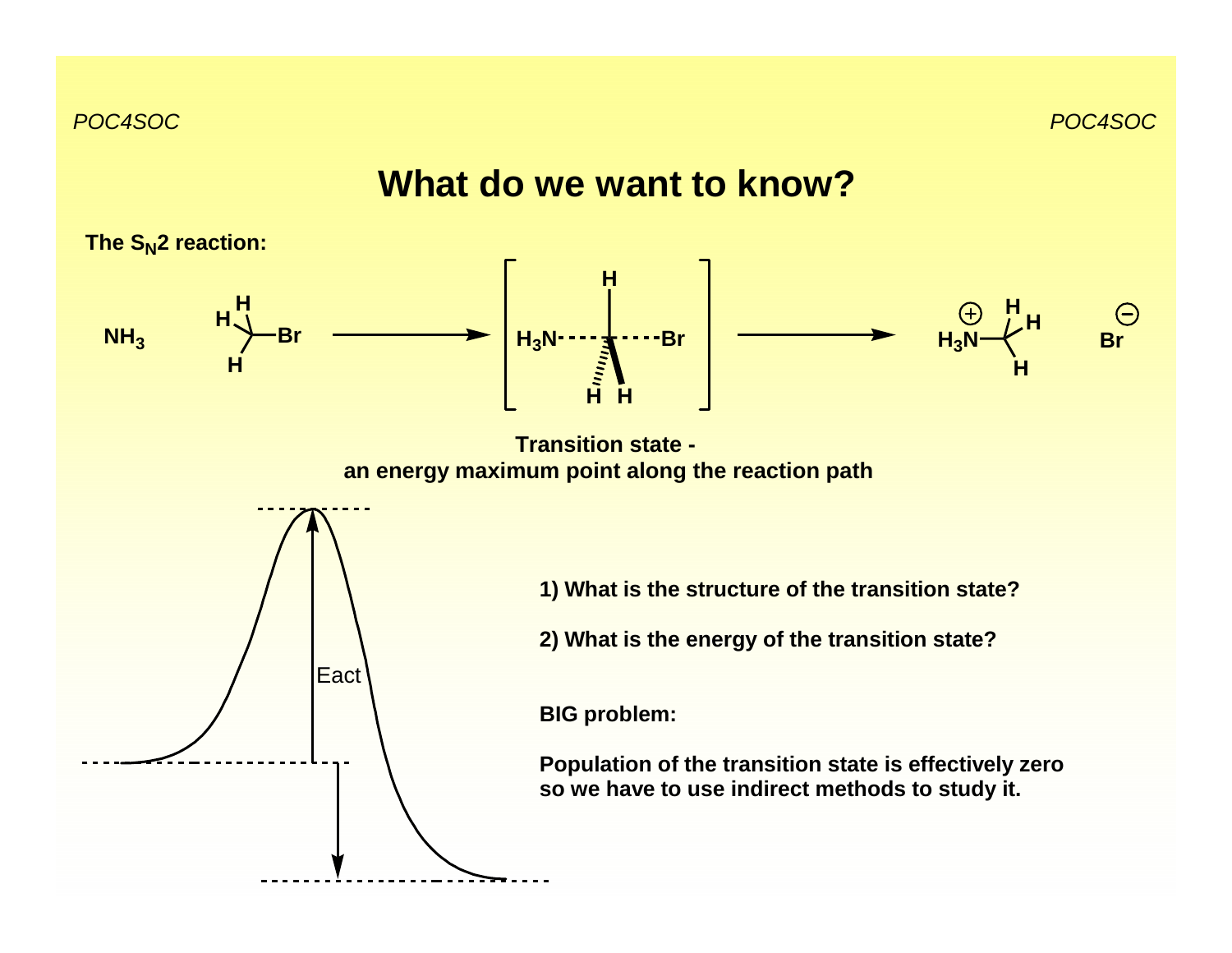# What do we want to know?

**The $S_N2$ reaction:**

$NH_3$ + $CH_3Br$ → [ $H_3N \cdots CH_3 \cdots Br$ ] → $H_3N^{+}CH_3$ $Br^{-}$

**Transition state - an energy maximum point along the reaction path**

Eact

**1) What is the structure of the transition state?**

**2) What is the energy of the transition state?**

**BIG problem:**

**Population of the transition state is effectively zero so we have to use indirect methods to study it.**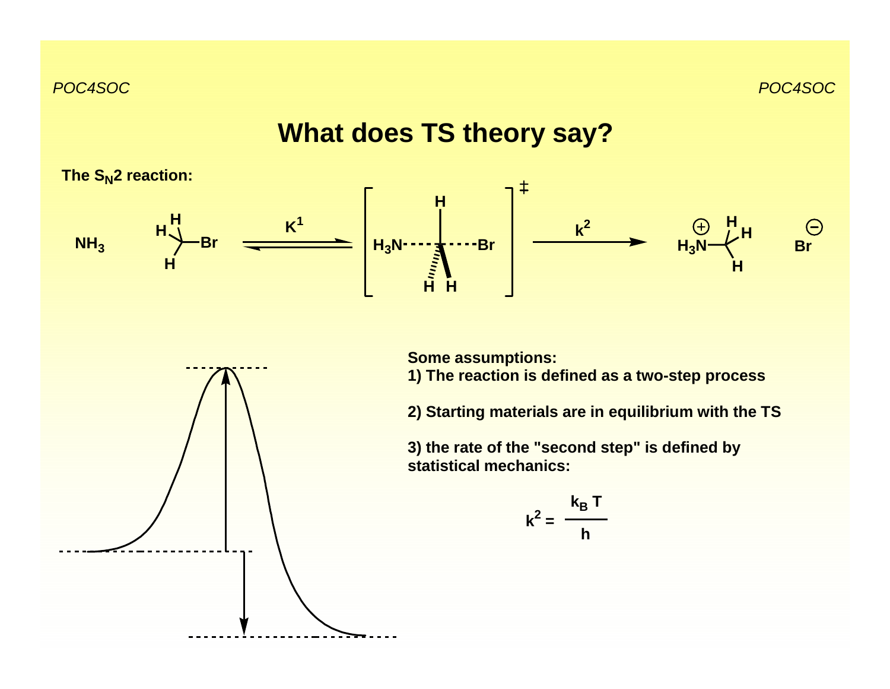# What does TS theory say?

**The $S_N2$ reaction:**

$$NH_3 + CH_3Br \underset{}{\overset{K^1}{\rightleftharpoons}} [H_3N\cdots CH_3 \cdots Br]^{\ddagger} \overset{k^2}{\longrightarrow} H_3N^{\oplus}\text{–}CH_3 + Br^{\ominus}$$

**Some assumptions:**

**1) The reaction is defined as a two-step process**

**2) Starting materials are in equilibrium with the TS**

**3) the rate of the "second step" is defined by statistical mechanics:**

$$k^2 = \frac{k_B\, T}{h}$$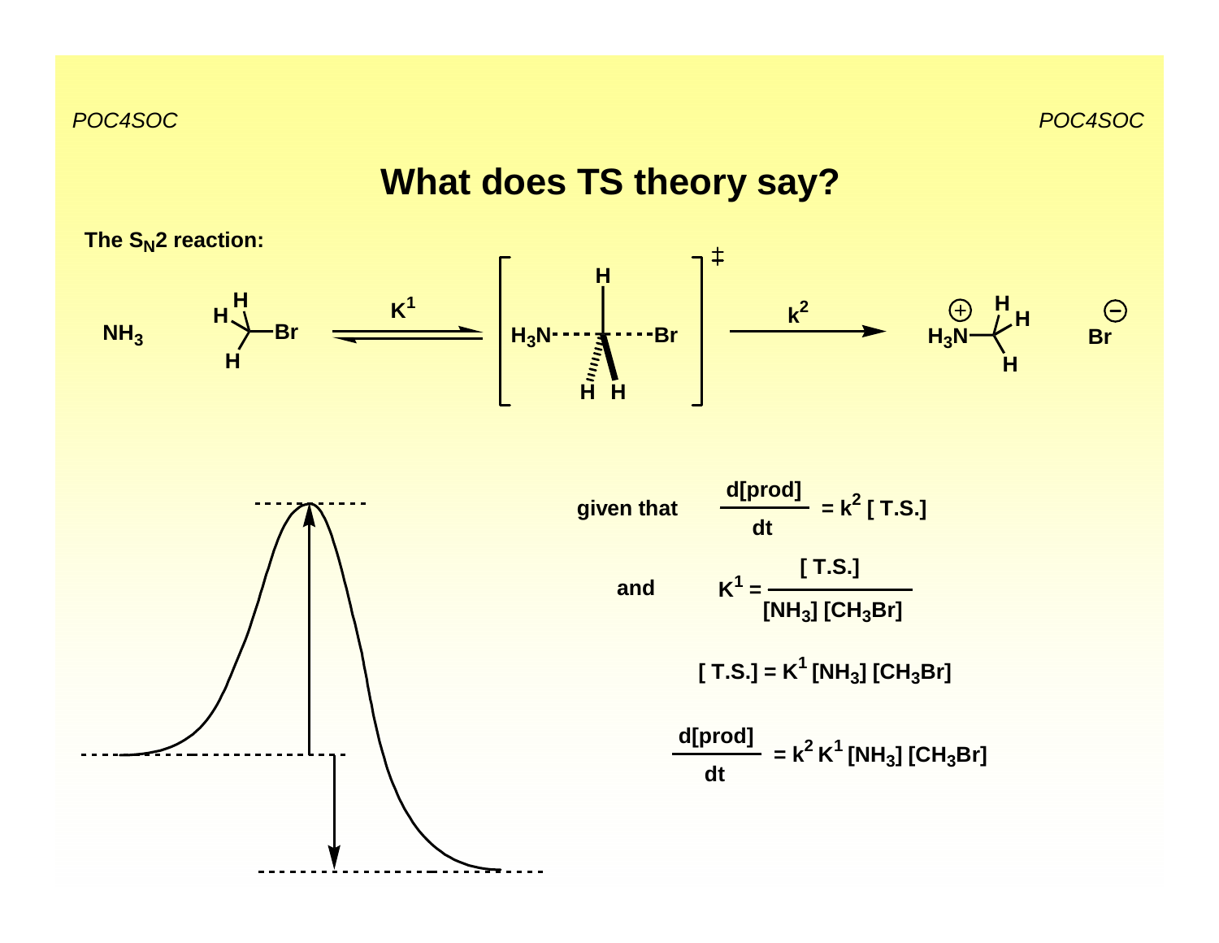# What does TS theory say?

**The $S_N2$ reaction:**

$$NH_3 + CH_3Br \underset{}{\overset{K^1}{\rightleftharpoons}} [H_3N\cdots CH_3 \cdots Br]^{\ddagger} \xrightarrow{k^2} H_3N^{+}{-}CH_3 + Br^{-}$$

given that

$$\frac{d[prod]}{dt} = k^2 \, [\text{ T.S.}]$$

and

$$K^1 = \frac{[\text{ T.S.}]}{[NH_3]\,[CH_3Br]}$$

$$[\text{ T.S.}] = K^1 \, [NH_3]\,[CH_3Br]$$

$$\frac{d[prod]}{dt} = k^2 \, K^1 \, [NH_3]\,[CH_3Br]$$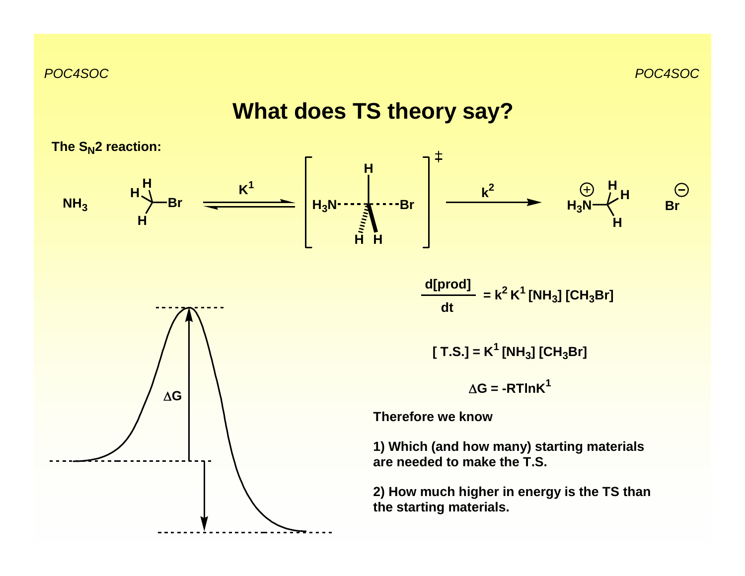# What does TS theory say?

**The $S_N2$ reaction:**

$$NH_3 \quad + \quad CH_3Br \underset{}{\overset{K^1}{\rightleftharpoons}} [H_3N\cdots CH_3 \cdots Br]^{\ddagger} \xrightarrow{k^2} H_3N^{+}{-}CH_3 \quad Br^{-}$$

$\Delta G$

$$\frac{d[prod]}{dt} = k^2 K^1 [NH_3] [CH_3Br]$$

$$[\,T.S.] = K^1 [NH_3] [CH_3Br]$$

$$\Delta G = -RT\ln K^1$$

**Therefore we know**

**1) Which (and how many) starting materials are needed to make the T.S.**

**2) How much higher in energy is the TS than the starting materials.**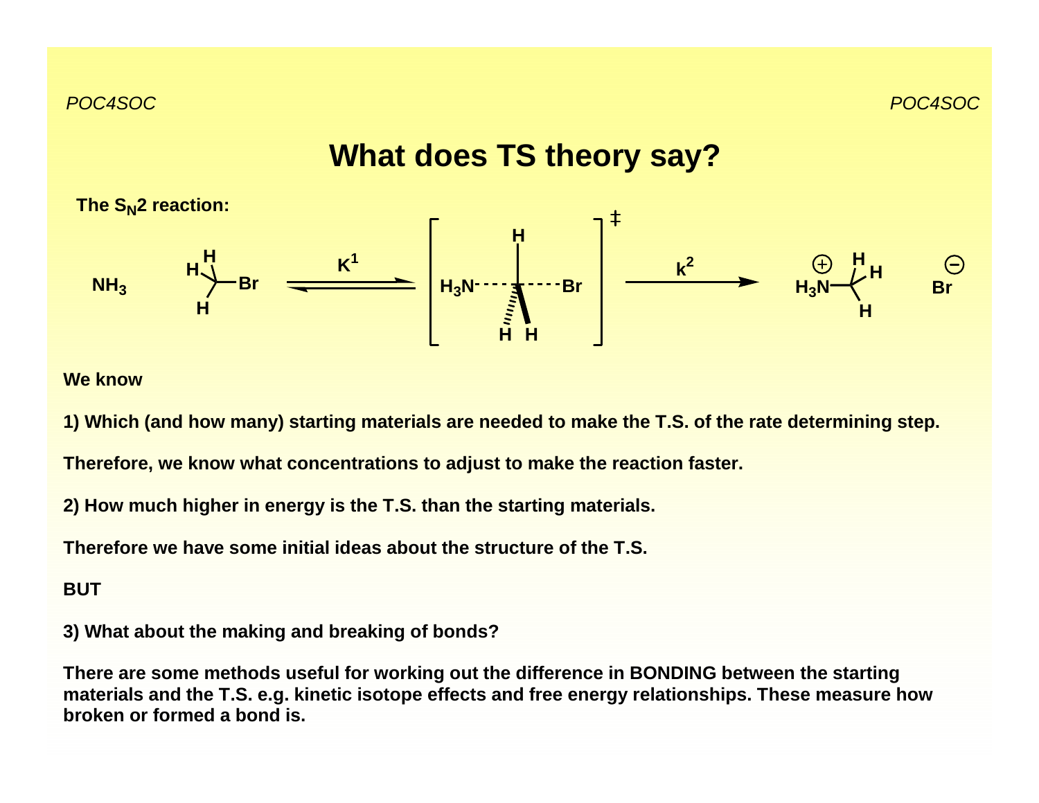# What does TS theory say?

**The $S_N2$ reaction:**

$$NH_3 + CH_3Br \underset{}{\overset{K^1}{\rightleftharpoons}} [H_3N \cdots CH_3 \cdots Br]^{\ddagger} \xrightarrow{k^2} H_3N^{+}\text{–}CH_3 + Br^{-}$$

**We know**

**1) Which (and how many) starting materials are needed to make the T.S. of the rate determining step.**

**Therefore, we know what concentrations to adjust to make the reaction faster.**

**2) How much higher in energy is the T.S. than the starting materials.**

**Therefore we have some initial ideas about the structure of the T.S.**

**BUT**

**3) What about the making and breaking of bonds?**

**There are some methods useful for working out the difference in BONDING between the starting materials and the T.S. e.g. kinetic isotope effects and free energy relationships. These measure how broken or formed a bond is.**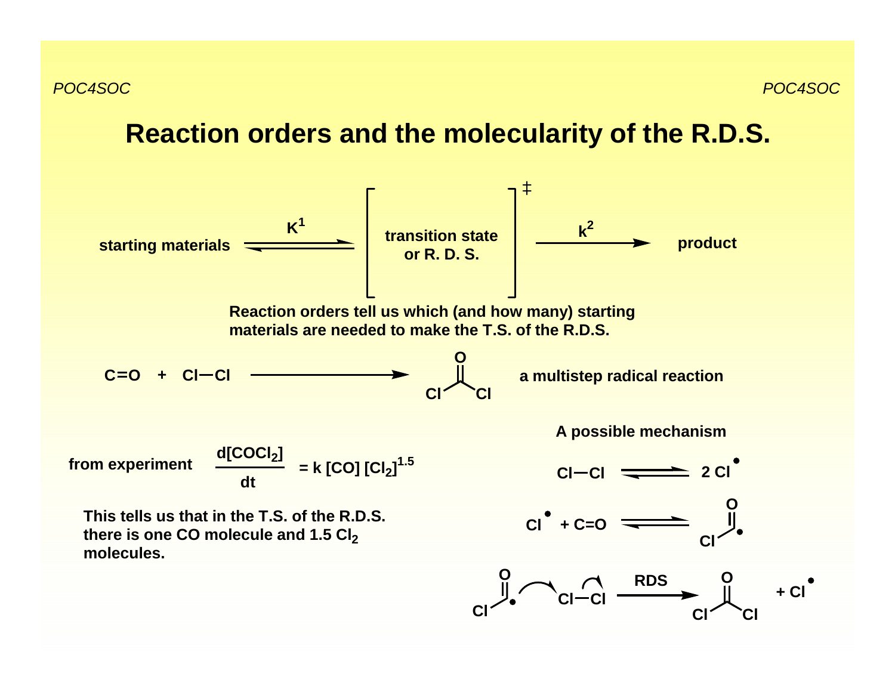# Reaction orders and the molecularity of the R.D.S.

$$\text{starting materials} \underset{}{\overset{K^1}{\rightleftharpoons}} \left[ \begin{array}{c} \text{transition state} \\ \text{or R. D. S.} \end{array} \right]^{\ddagger} \xrightarrow{k^2} \text{product}$$

**Reaction orders tell us which (and how many) starting materials are needed to make the T.S. of the R.D.S.**

$$C{=}O \; + \; Cl{-}Cl \longrightarrow COCl_2$$

**a multistep radical reaction**

**from experiment**

$$\frac{d[COCl_2]}{dt} = k\,[CO]\,[Cl_2]^{1.5}$$

**This tells us that in the T.S. of the R.D.S. there is one CO molecule and 1.5 $Cl_2$ molecules.**

**A possible mechanism**

$$Cl{-}Cl \rightleftharpoons 2\,Cl^{\bullet}$$

$$Cl^{\bullet} + C{=}O \rightleftharpoons ClC^{\bullet}{=}O$$

$$ClC^{\bullet}{=}O + Cl{-}Cl \xrightarrow{\text{RDS}} COCl_2 + Cl^{\bullet}$$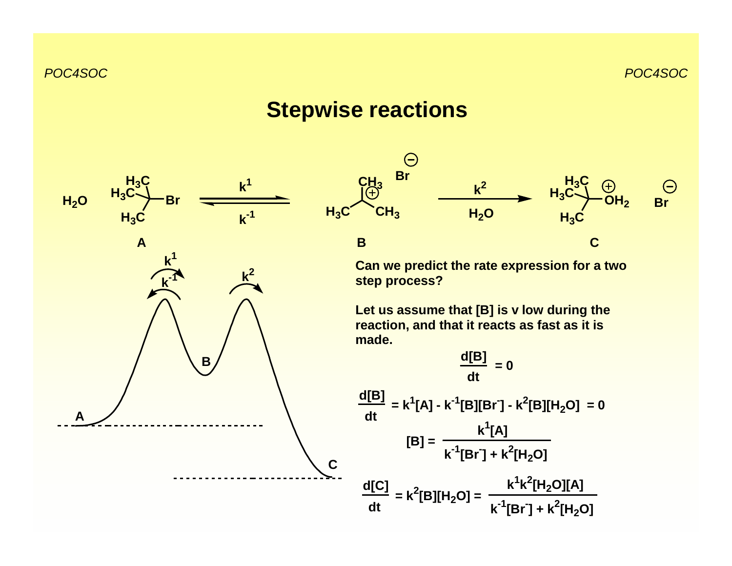# Stepwise reactions

$H_2O$ + $(CH_3)_3C{-}Br$ (**A**) $\underset{k^{-1}}{\overset{k^1}{\rightleftharpoons}}$ $(CH_3)_3C^+$ $Br^-$ (**B**) $\xrightarrow[H_2O]{k^2}$ $(CH_3)_3C{-}OH_2^+$ $Br^-$ (**C**)

Can we predict the rate expression for a two step process?

Let us assume that [B] is v low during the reaction, and that it reacts as fast as it is made.

$$\frac{d[B]}{dt} = 0$$

$$\frac{d[B]}{dt} = k^1[A] - k^{-1}[B][Br^-] - k^2[B][H_2O] = 0$$

$$[B] = \frac{k^1[A]}{k^{-1}[Br^-] + k^2[H_2O]}$$

$$\frac{d[C]}{dt} = k^2[B][H_2O] = \frac{k^1k^2[H_2O][A]}{k^{-1}[Br^-] + k^2[H_2O]}$$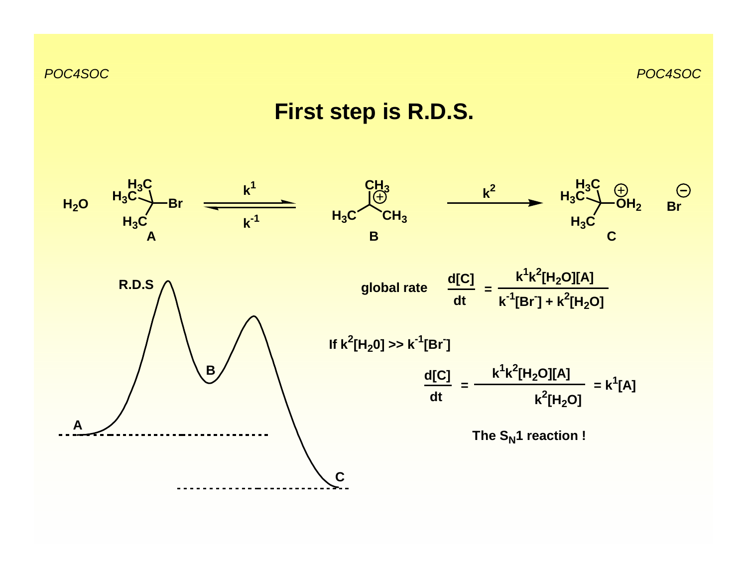# First step is R.D.S.

$$H_2O \quad (CH_3)_3C\text{-}Br \ (\mathbf{A}) \underset{k^{-1}}{\overset{k^{1}}{\rightleftharpoons}} (CH_3)_3C^{+} \ (\mathbf{B}) \xrightarrow{k^{2}} (CH_3)_3C\text{-}OH_2^{+} \ (\mathbf{C}) \quad Br^{-}$$

R.D.S

B

A

C

global rate $\dfrac{d[C]}{dt} = \dfrac{k^1 k^2 [H_2O][A]}{k^{-1}[Br^-] + k^2[H_2O]}$

If $k^2[H_20] >> k^{-1}[Br^-]$

$$\frac{d[C]}{dt} = \frac{k^1 k^2 [H_2O][A]}{k^2[H_2O]} = k^1[A]$$

**The $S_N1$ reaction !**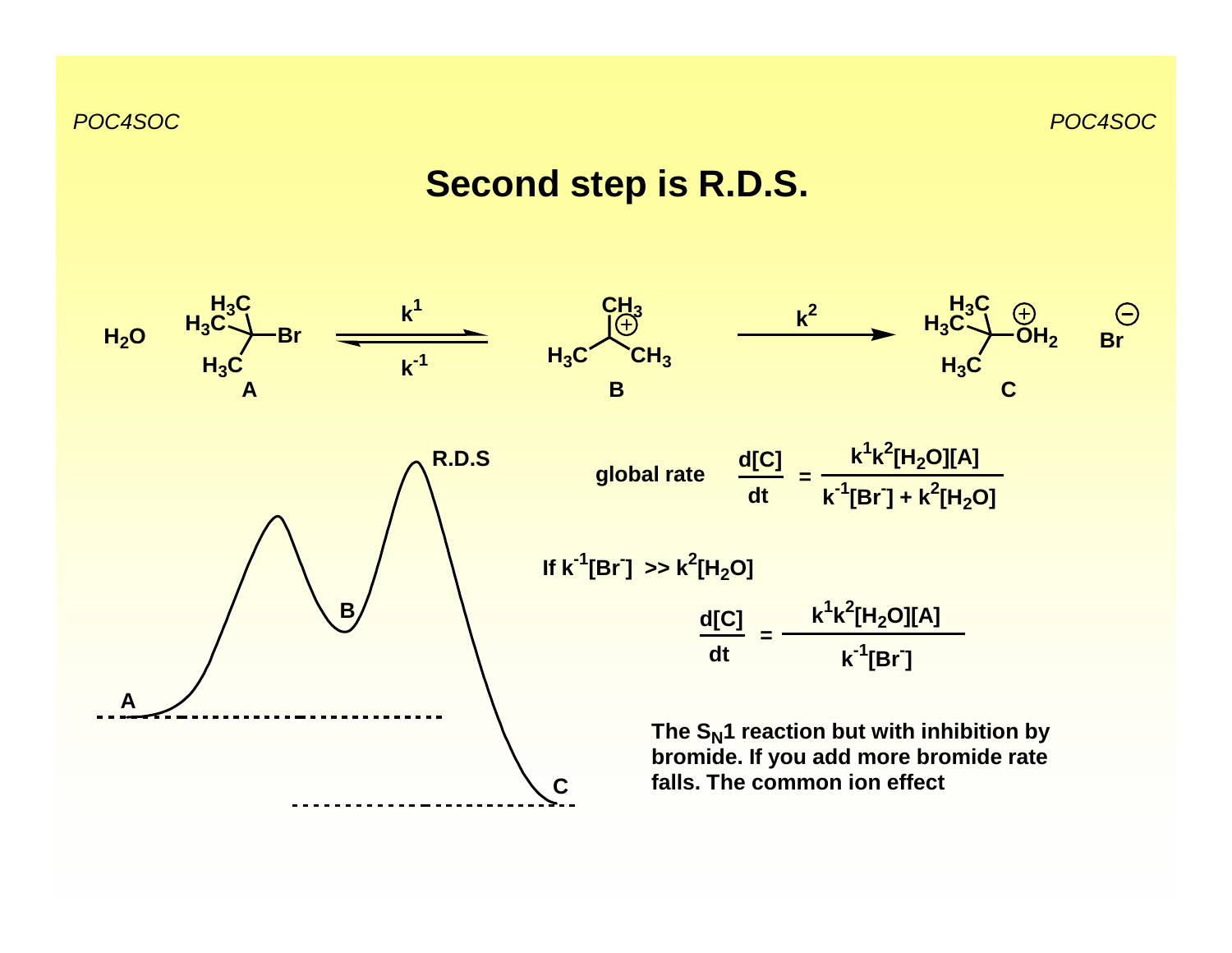# Second step is R.D.S.

$$H_2O + \underset{\textbf{A}}{(CH_3)_3C\text{–}Br} \underset{k^{-1}}{\overset{k^{1}}{\rightleftharpoons}} \underset{\textbf{B}}{(CH_3)_3C^{+}} \xrightarrow{k^{2}} \underset{\textbf{C}}{(CH_3)_3C\text{–}OH_2^{+}} \quad Br^{-}$$

global rate

$$\frac{d[C]}{dt} = \frac{k^1 k^2 [H_2O][A]}{k^{-1}[Br^-] + k^2[H_2O]}$$

If $k^{-1}[Br^-] >> k^2[H_2O]$

$$\frac{d[C]}{dt} = \frac{k^1 k^2 [H_2O][A]}{k^{-1}[Br^-]}$$

**The $S_N1$ reaction but with inhibition by bromide. If you add more bromide rate falls. The common ion effect**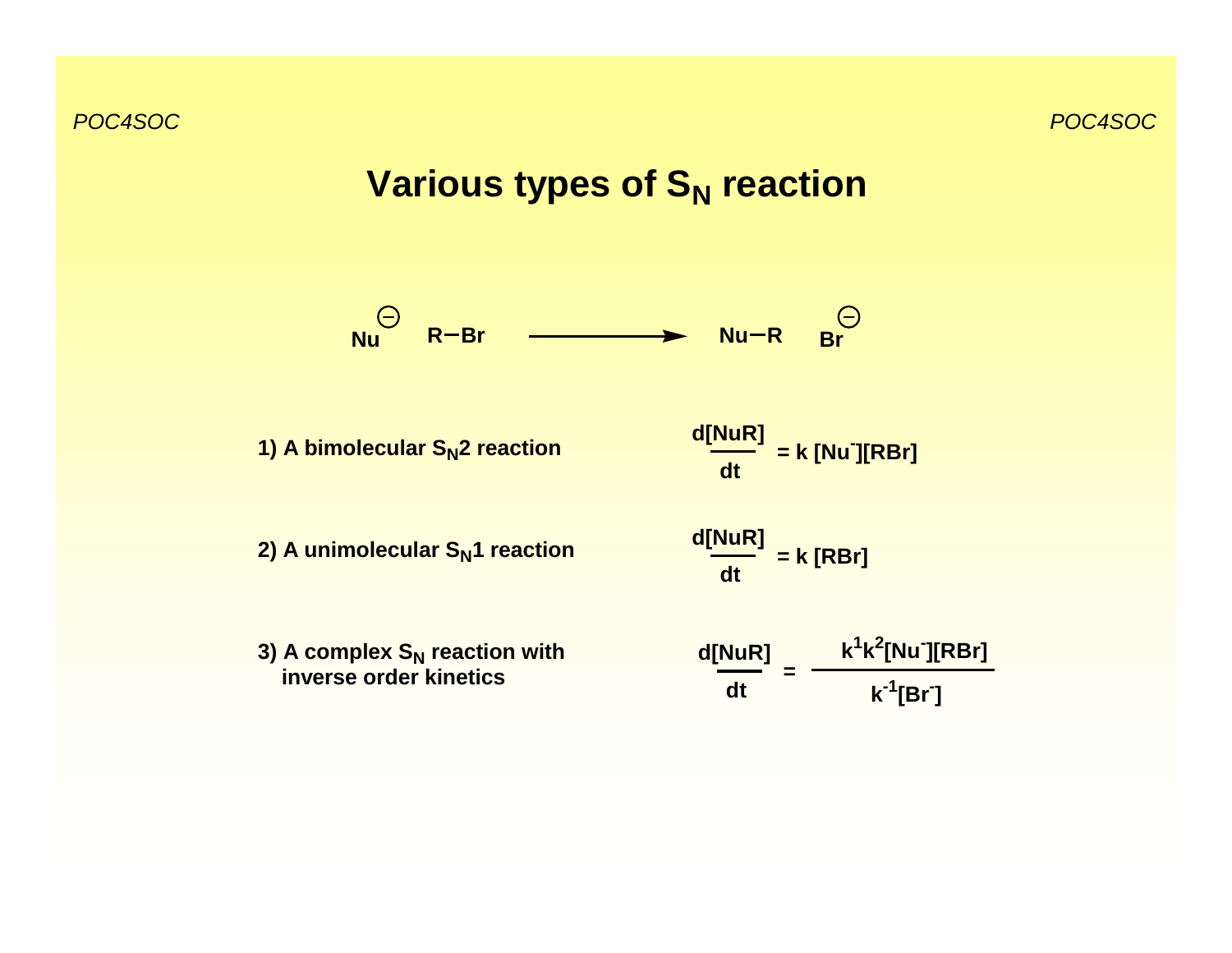# Various types of $S_N$ reaction

$$Nu^{\ominus} \quad R{-}Br \longrightarrow Nu{-}R \quad Br^{\ominus}$$

1) A bimolecular $S_N2$ reaction

$$\frac{d[NuR]}{dt} = k\,[Nu^-][RBr]$$

2) A unimolecular $S_N1$ reaction

$$\frac{d[NuR]}{dt} = k\,[RBr]$$

3) A complex $S_N$ reaction with inverse order kinetics

$$\frac{d[NuR]}{dt} = \frac{k^1 k^2 [Nu^-][RBr]}{k^{-1}[Br^-]}$$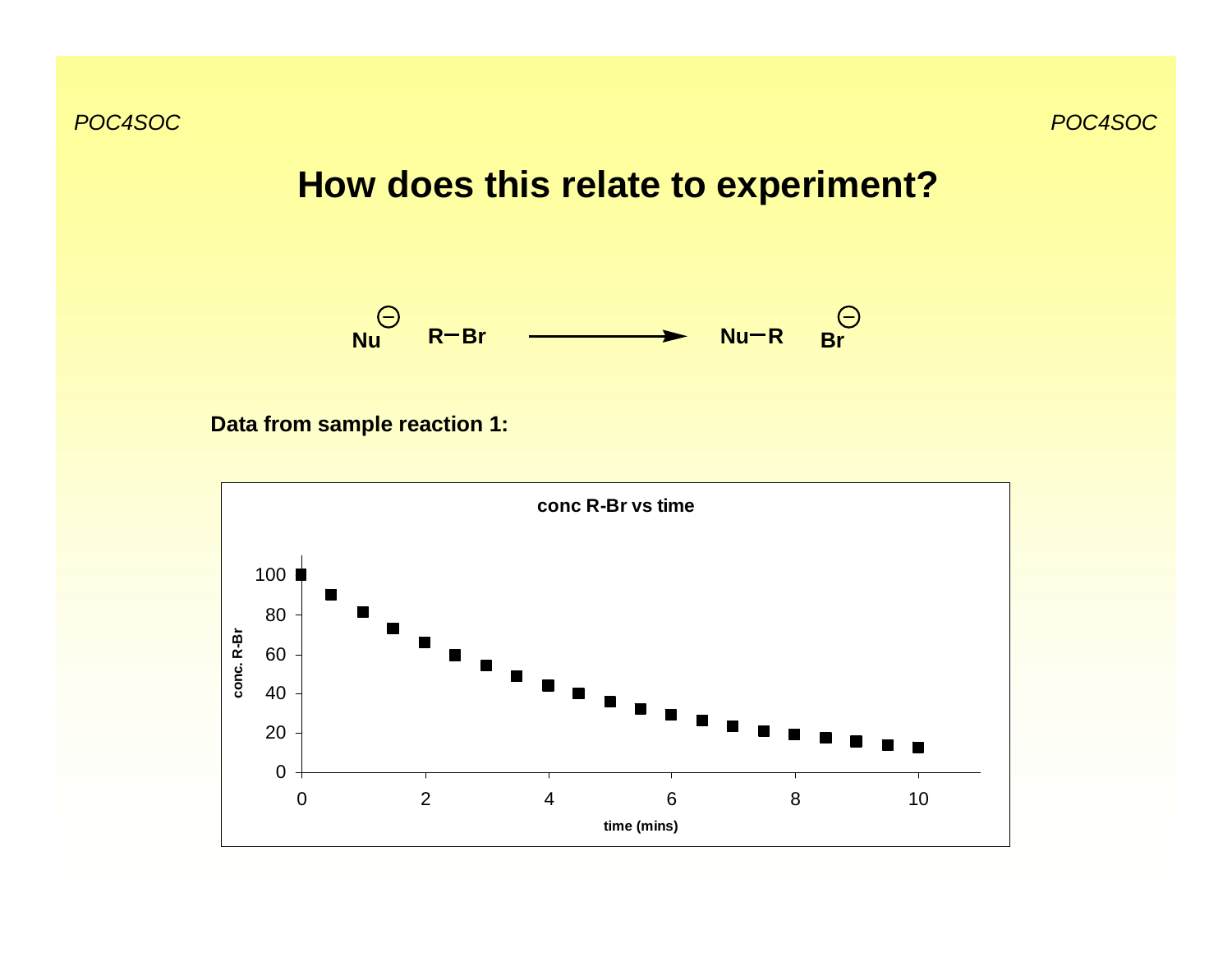# How does this relate to experiment?

$$Nu^{\ominus} \quad R{-}Br \longrightarrow Nu{-}R \quad Br^{\ominus}$$

**Data from sample reaction 1:**

**conc R-Br vs time**

y-axis: **conc. R-Br** (0, 20, 40, 60, 80, 100)

x-axis: **time (mins)** (0, 2, 4, 6, 8, 10)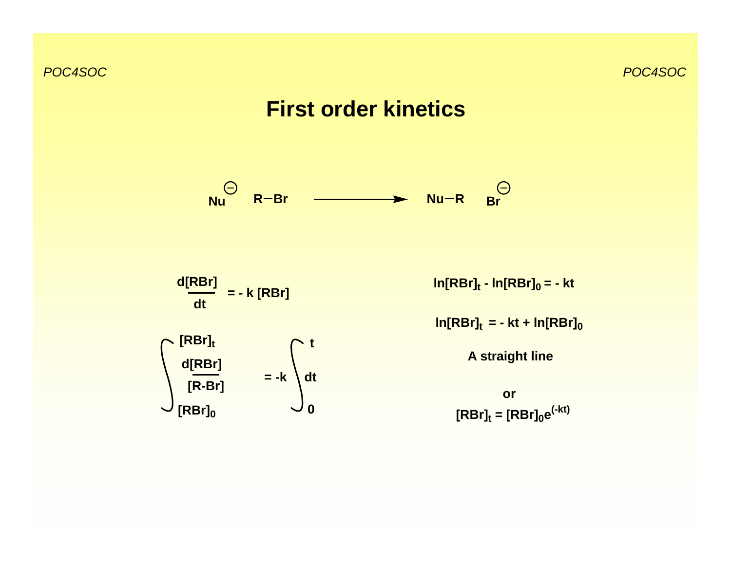# First order kinetics

$$Nu^{\ominus} \quad R{-}Br \longrightarrow Nu{-}R \quad Br^{\ominus}$$

$$\frac{d[RBr]}{dt} = -k\,[RBr]$$

$$\int_{[RBr]_0}^{[RBr]_t} \frac{d[RBr]}{[R\text{-}Br]} = -k \int_0^t dt$$

$$\ln[RBr]_t - \ln[RBr]_0 = -kt$$

$$\ln[RBr]_t = -kt + \ln[RBr]_0$$

**A straight line**

**or**

$$[RBr]_t = [RBr]_0 e^{(-kt)}$$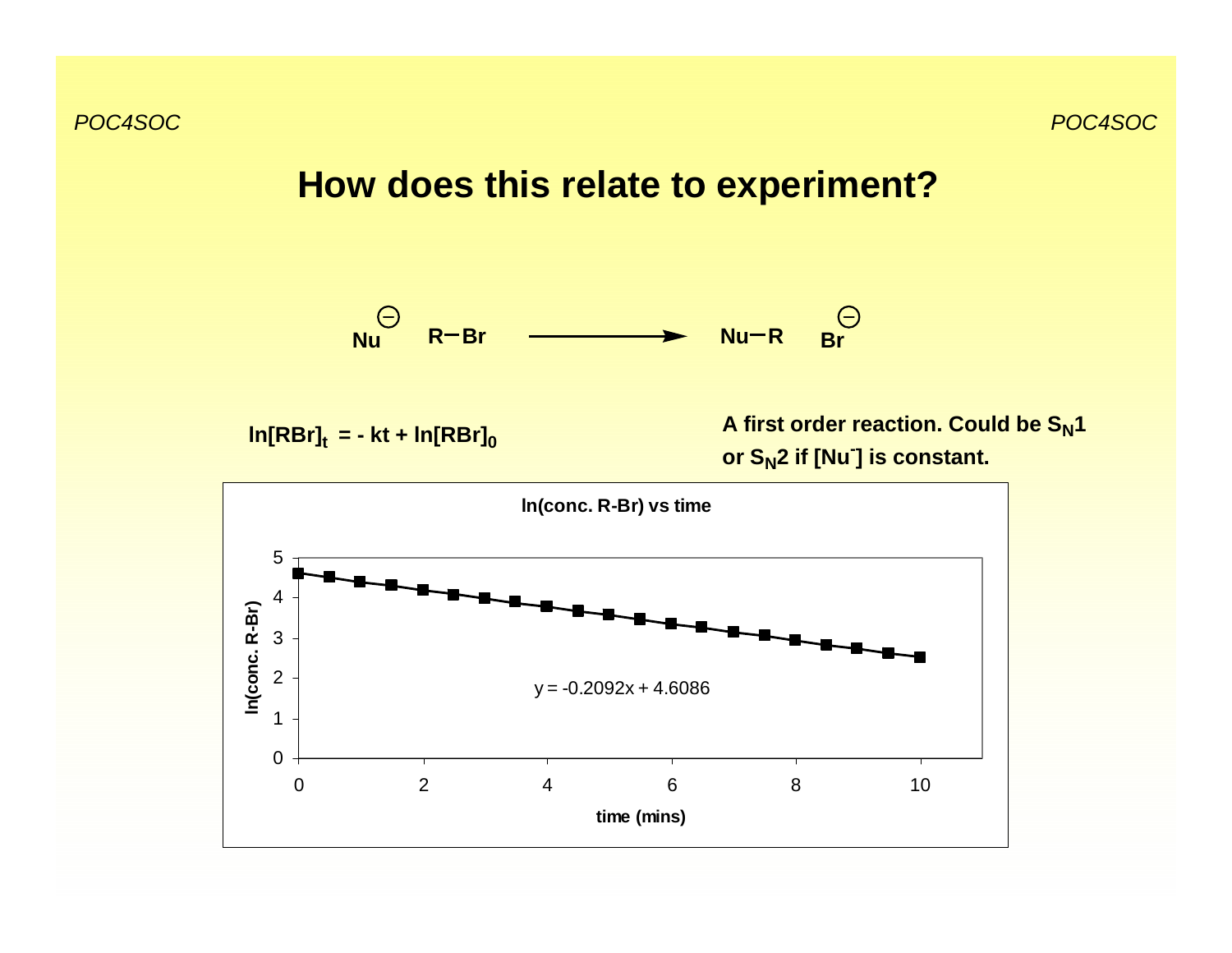# How does this relate to experiment?

$$Nu^{\ominus} \quad R{-}Br \longrightarrow Nu{-}R \quad Br^{\ominus}$$

$\ln[RBr]_t = -kt + \ln[RBr]_0$

**A first order reaction. Could be $S_N1$ or $S_N2$ if $[Nu^-]$ is constant.**

**ln(conc. R-Br) vs time**

y = -0.2092x + 4.6086

(Axes: ln(conc. R-Br) vs time (mins))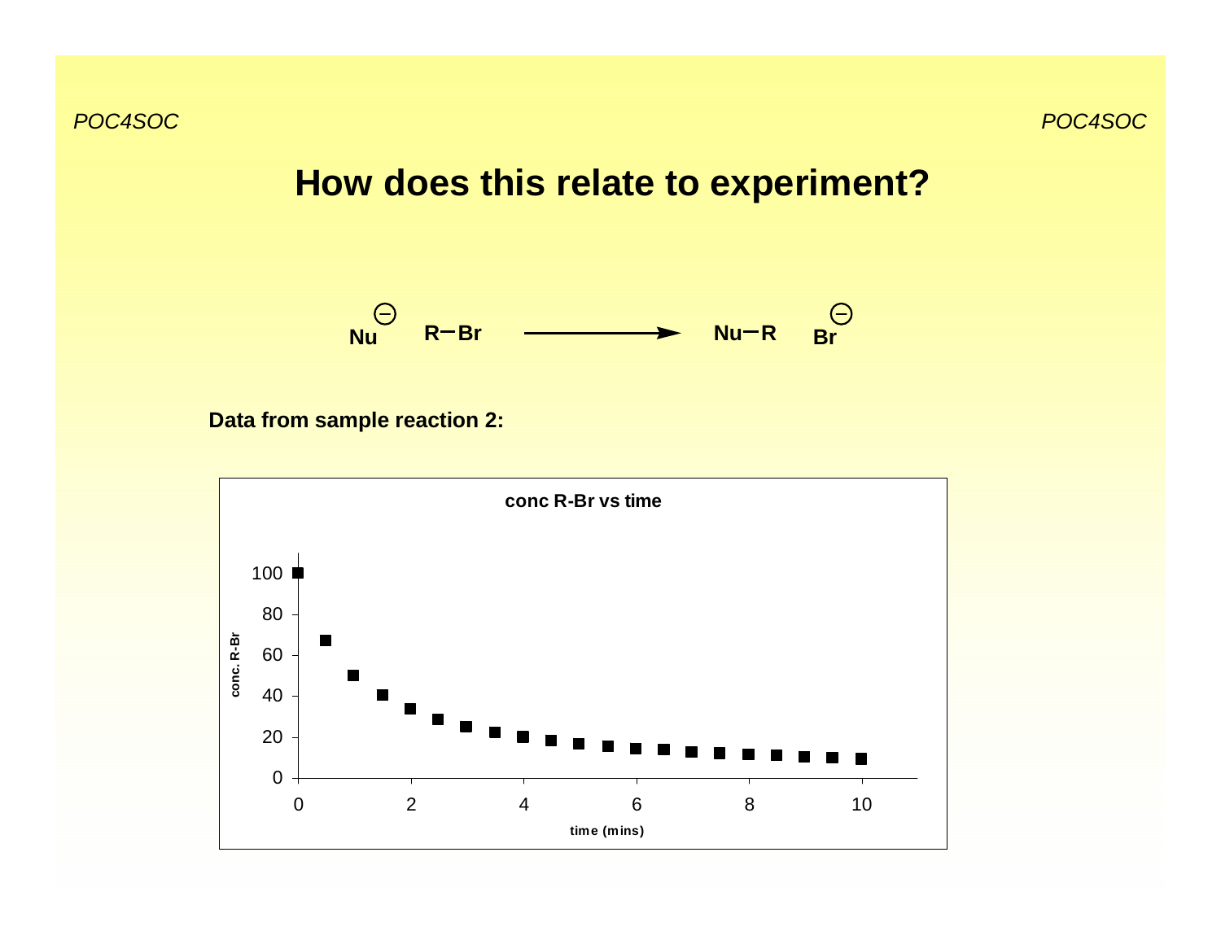# How does this relate to experiment?

$$Nu^{-} + R{-}Br \longrightarrow Nu{-}R + Br^{-}$$

**Data from sample reaction 2:**

**conc R-Br vs time**

conc. R-Br: 0, 20, 40, 60, 80, 100

time (mins): 0, 2, 4, 6, 8, 10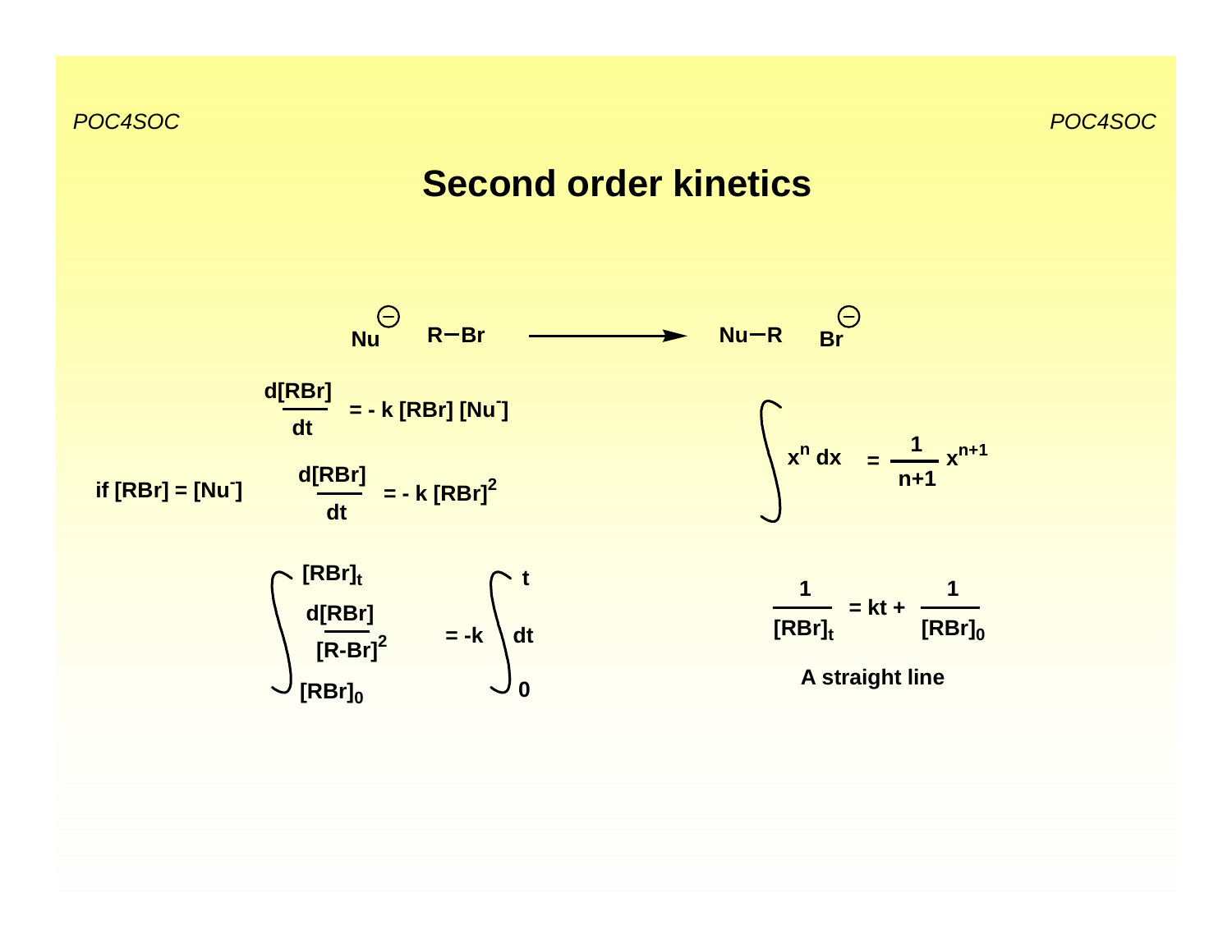# Second order kinetics

$$Nu^{\ominus} \quad R{-}Br \longrightarrow Nu{-}R \quad Br^{\ominus}$$

$$\frac{d[RBr]}{dt} = -\,k\,[RBr]\,[Nu^-]$$

if $[RBr] = [Nu^-]$

$$\frac{d[RBr]}{dt} = -\,k\,[RBr]^2$$

$$\int_{[RBr]_0}^{[RBr]_t} \frac{d[RBr]}{[R\text{-}Br]^2} = -k \int_0^t dt$$

$$\int x^n\,dx = \frac{1}{n+1}\,x^{n+1}$$

$$\frac{1}{[RBr]_t} = kt + \frac{1}{[RBr]_0}$$

**A straight line**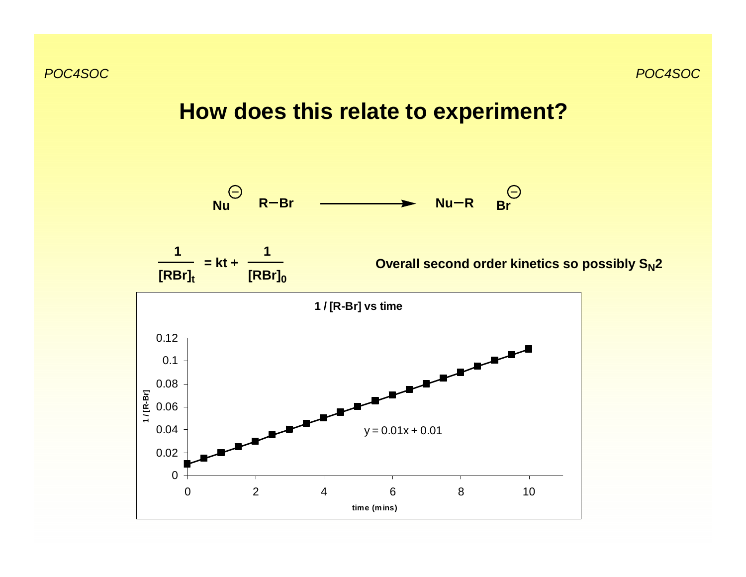# How does this relate to experiment?

$$Nu^{\ominus} \quad R{-}Br \longrightarrow Nu{-}R \quad Br^{\ominus}$$

$$\frac{1}{[RBr]_t} = kt + \frac{1}{[RBr]_0}$$

**Overall second order kinetics so possibly $S_N2$**

**1 / [R-Br] vs time**

y = 0.01x + 0.01

1 / [R-Br]

time (mins)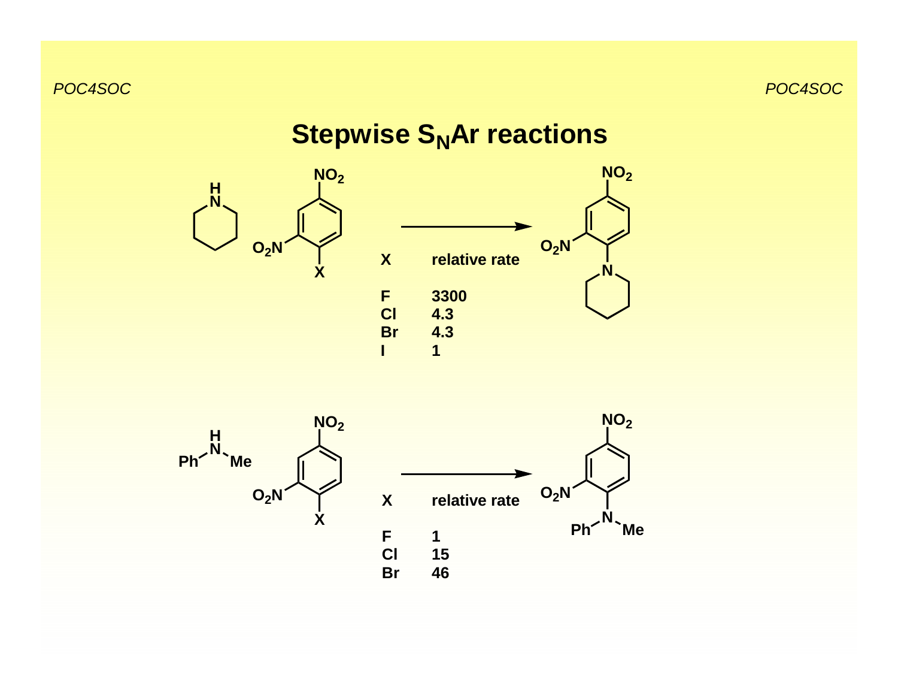# Stepwise $S_NAr$ reactions

| X | relative rate |
|---|---|
| F | 3300 |
| Cl | 4.3 |
| Br | 4.3 |
| I | 1 |

| X | relative rate |
|---|---|
| F | 1 |
| Cl | 15 |
| Br | 46 |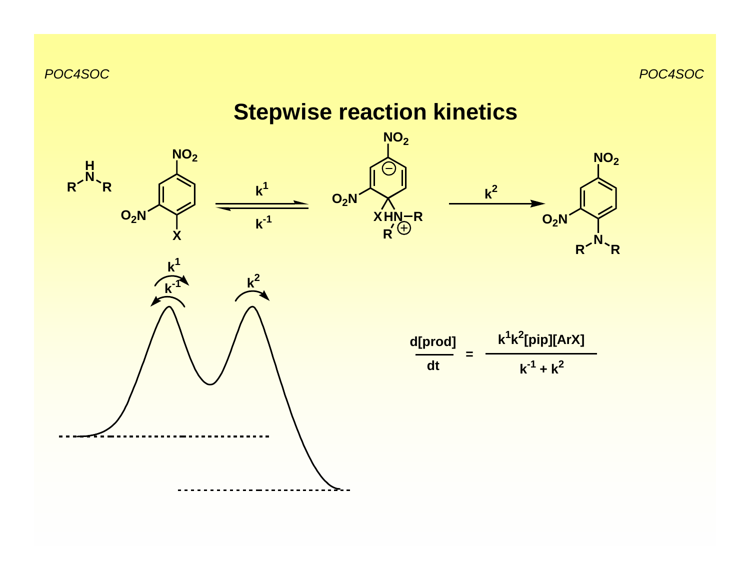# Stepwise reaction kinetics

$$\frac{d[prod]}{dt} = \frac{k^1 k^2 [pip][ArX]}{k^{-1} + k^2}$$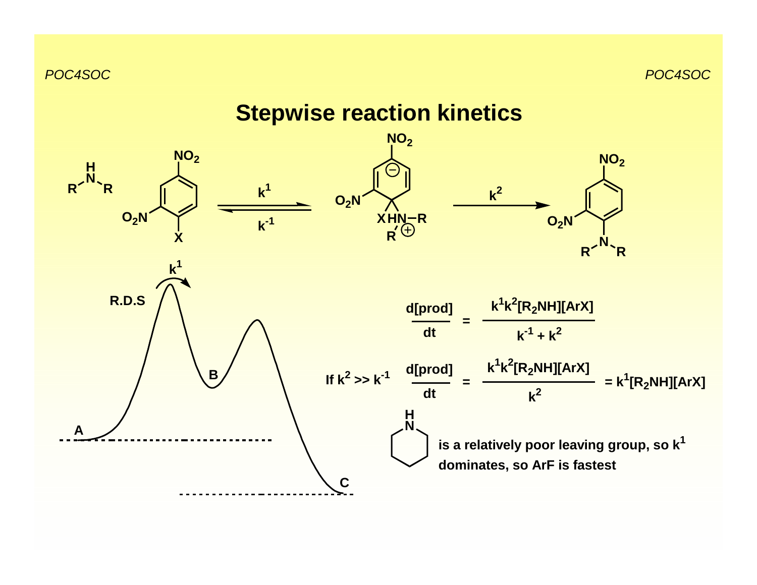# Stepwise reaction kinetics

$$\frac{d[prod]}{dt} = \frac{k^1 k^2 [R_2NH][ArX]}{k^{-1} + k^2}$$

If $k^2 >> k^{-1}$

$$\frac{d[prod]}{dt} = \frac{k^1 k^2 [R_2NH][ArX]}{k^2} = k^1 [R_2NH][ArX]$$

is a relatively poor leaving group, so $k^1$ dominates, so ArF is fastest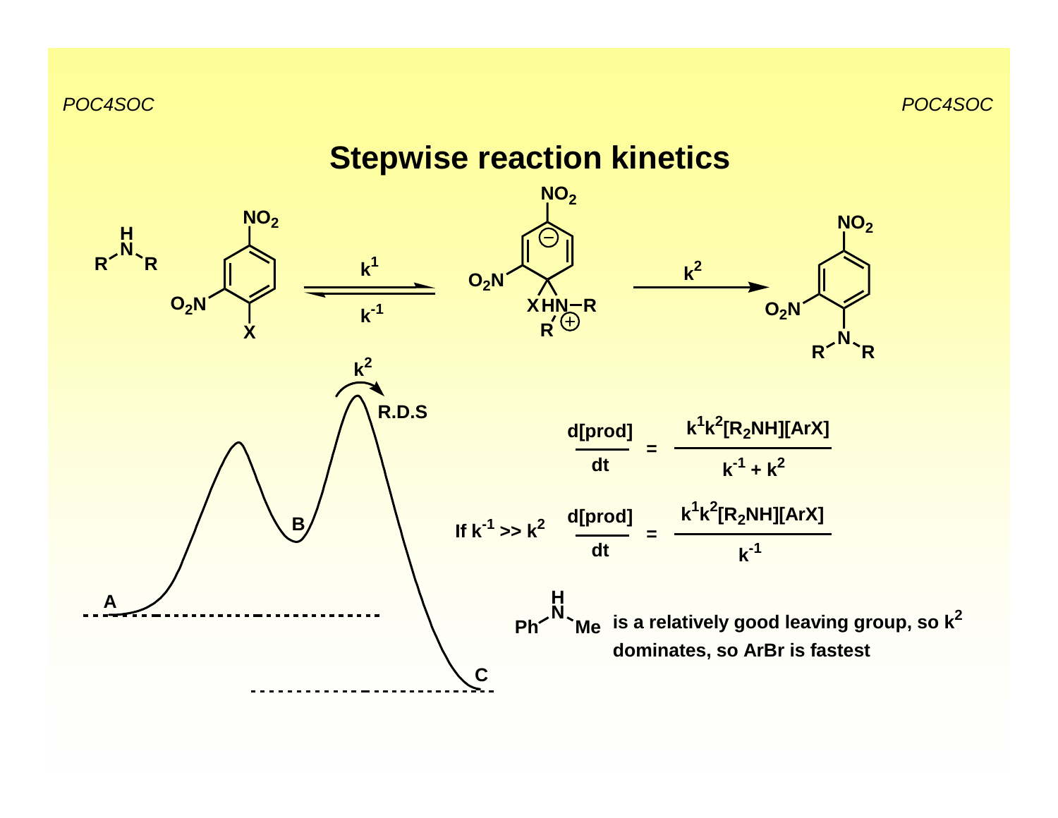# Stepwise reaction kinetics

k1

k-1

k2

k2

R.D.S

A

B

C

$$\frac{d[prod]}{dt} = \frac{k^1 k^2 [R_2NH][ArX]}{k^{-1} + k^2}$$

If $k^{-1} >> k^2$

$$\frac{d[prod]}{dt} = \frac{k^1 k^2 [R_2NH][ArX]}{k^{-1}}$$

PhNHMe is a relatively good leaving group, so $k^2$ dominates, so ArBr is fastest